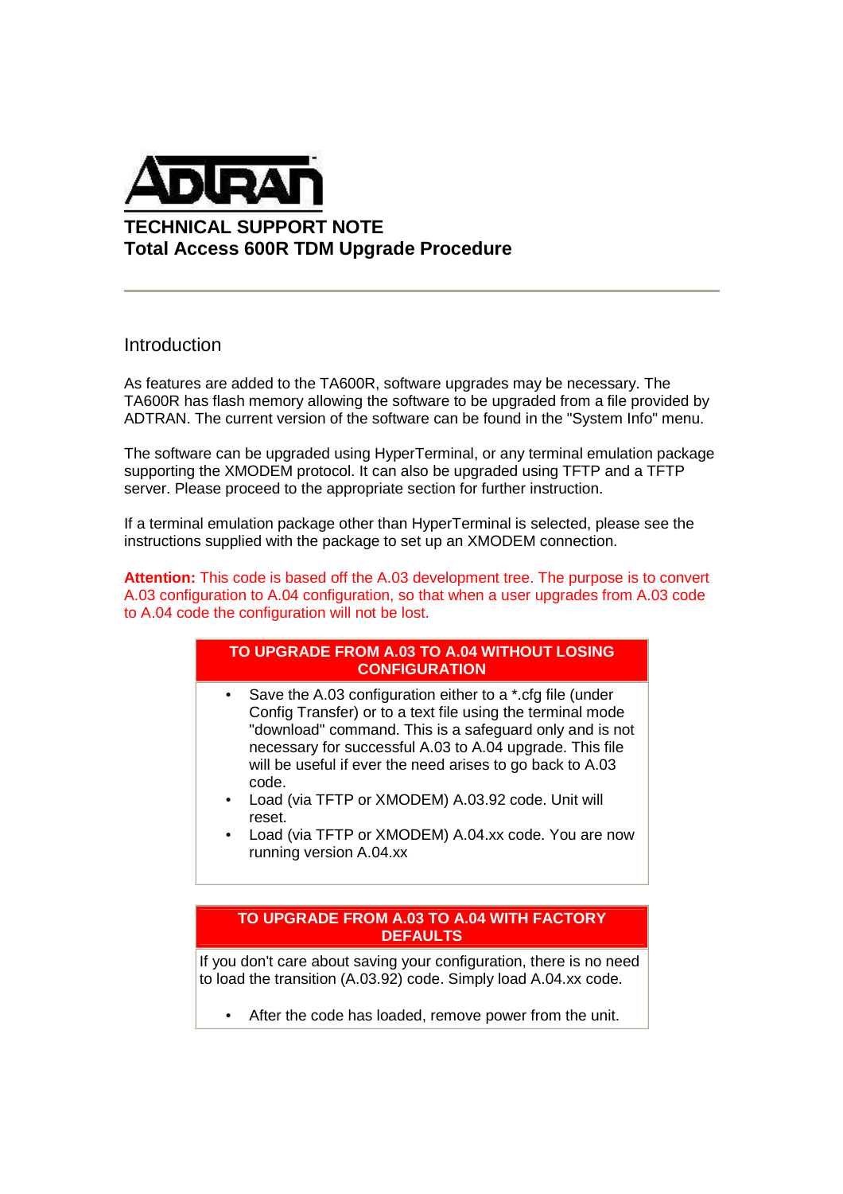ADTRAN

# TECHNICAL SUPPORT NOTE
# Total Access 600R TDM Upgrade Procedure

---

## Introduction

As features are added to the TA600R, software upgrades may be necessary. The TA600R has flash memory allowing the software to be upgraded from a file provided by ADTRAN. The current version of the software can be found in the "System Info" menu.

The software can be upgraded using HyperTerminal, or any terminal emulation package supporting the XMODEM protocol. It can also be upgraded using TFTP and a TFTP server. Please proceed to the appropriate section for further instruction.

If a terminal emulation package other than HyperTerminal is selected, please see the instructions supplied with the package to set up an XMODEM connection.

**Attention:** This code is based off the A.03 development tree. The purpose is to convert A.03 configuration to A.04 configuration, so that when a user upgrades from A.03 code to A.04 code the configuration will not be lost.

| TO UPGRADE FROM A.03 TO A.04 WITHOUT LOSING CONFIGURATION |
|---|
| • Save the A.03 configuration either to a *.cfg file (under Config Transfer) or to a text file using the terminal mode "download" command. This is a safeguard only and is not necessary for successful A.03 to A.04 upgrade. This file will be useful if ever the need arises to go back to A.03 code.<br>• Load (via TFTP or XMODEM) A.03.92 code. Unit will reset.<br>• Load (via TFTP or XMODEM) A.04.xx code. You are now running version A.04.xx |

| TO UPGRADE FROM A.03 TO A.04 WITH FACTORY DEFAULTS |
|---|
| If you don't care about saving your configuration, there is no need to load the transition (A.03.92) code. Simply load A.04.xx code.<br><br>• After the code has loaded, remove power from the unit. |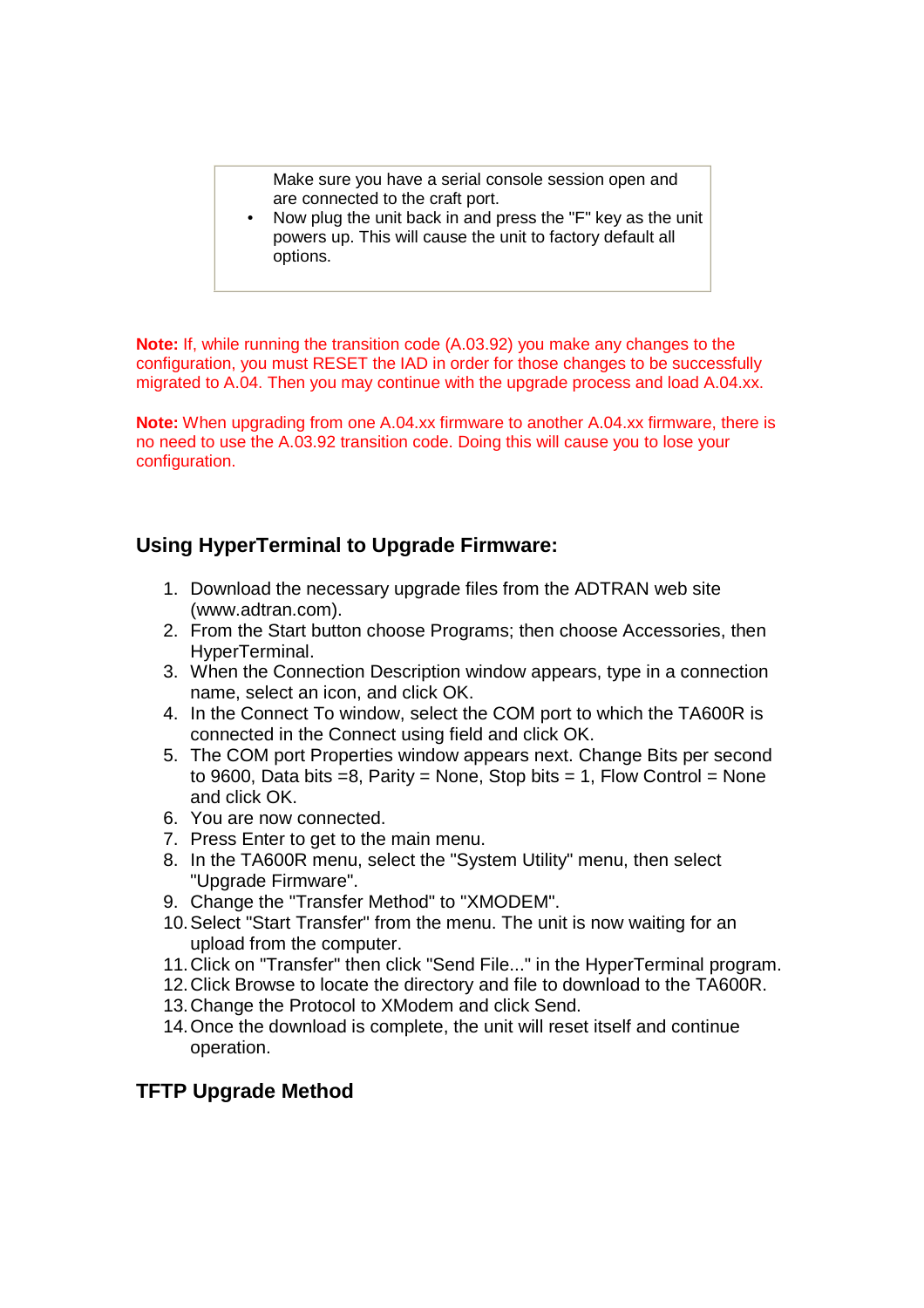Make sure you have a serial console session open and are connected to the craft port.

- Now plug the unit back in and press the "F" key as the unit powers up. This will cause the unit to factory default all options.

**Note:** If, while running the transition code (A.03.92) you make any changes to the configuration, you must RESET the IAD in order for those changes to be successfully migrated to A.04. Then you may continue with the upgrade process and load A.04.xx.

**Note:** When upgrading from one A.04.xx firmware to another A.04.xx firmware, there is no need to use the A.03.92 transition code. Doing this will cause you to lose your configuration.

## Using HyperTerminal to Upgrade Firmware:

1. Download the necessary upgrade files from the ADTRAN web site (www.adtran.com).
2. From the Start button choose Programs; then choose Accessories, then HyperTerminal.
3. When the Connection Description window appears, type in a connection name, select an icon, and click OK.
4. In the Connect To window, select the COM port to which the TA600R is connected in the Connect using field and click OK.
5. The COM port Properties window appears next. Change Bits per second to 9600, Data bits =8, Parity = None, Stop bits = 1, Flow Control = None and click OK.
6. You are now connected.
7. Press Enter to get to the main menu.
8. In the TA600R menu, select the "System Utility" menu, then select "Upgrade Firmware".
9. Change the "Transfer Method" to "XMODEM".
10. Select "Start Transfer" from the menu. The unit is now waiting for an upload from the computer.
11. Click on "Transfer" then click "Send File..." in the HyperTerminal program.
12. Click Browse to locate the directory and file to download to the TA600R.
13. Change the Protocol to XModem and click Send.
14. Once the download is complete, the unit will reset itself and continue operation.

## TFTP Upgrade Method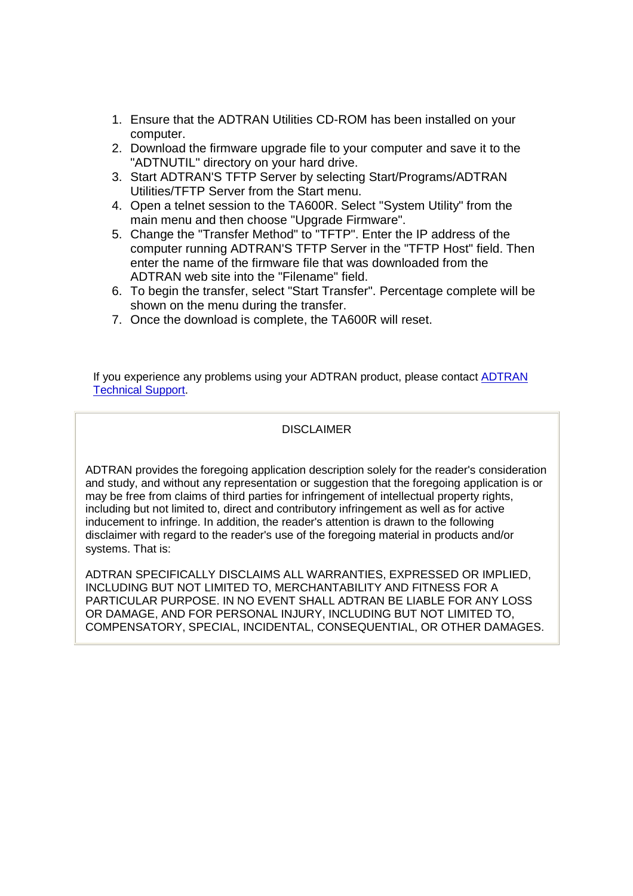1. Ensure that the ADTRAN Utilities CD-ROM has been installed on your computer.
2. Download the firmware upgrade file to your computer and save it to the "ADTNUTIL" directory on your hard drive.
3. Start ADTRAN'S TFTP Server by selecting Start/Programs/ADTRAN Utilities/TFTP Server from the Start menu.
4. Open a telnet session to the TA600R. Select "System Utility" from the main menu and then choose "Upgrade Firmware".
5. Change the "Transfer Method" to "TFTP". Enter the IP address of the computer running ADTRAN'S TFTP Server in the "TFTP Host" field. Then enter the name of the firmware file that was downloaded from the ADTRAN web site into the "Filename" field.
6. To begin the transfer, select "Start Transfer". Percentage complete will be shown on the menu during the transfer.
7. Once the download is complete, the TA600R will reset.

If you experience any problems using your ADTRAN product, please contact ADTRAN Technical Support.

DISCLAIMER

ADTRAN provides the foregoing application description solely for the reader's consideration and study, and without any representation or suggestion that the foregoing application is or may be free from claims of third parties for infringement of intellectual property rights, including but not limited to, direct and contributory infringement as well as for active inducement to infringe. In addition, the reader's attention is drawn to the following disclaimer with regard to the reader's use of the foregoing material in products and/or systems. That is:

ADTRAN SPECIFICALLY DISCLAIMS ALL WARRANTIES, EXPRESSED OR IMPLIED, INCLUDING BUT NOT LIMITED TO, MERCHANTABILITY AND FITNESS FOR A PARTICULAR PURPOSE. IN NO EVENT SHALL ADTRAN BE LIABLE FOR ANY LOSS OR DAMAGE, AND FOR PERSONAL INJURY, INCLUDING BUT NOT LIMITED TO, COMPENSATORY, SPECIAL, INCIDENTAL, CONSEQUENTIAL, OR OTHER DAMAGES.